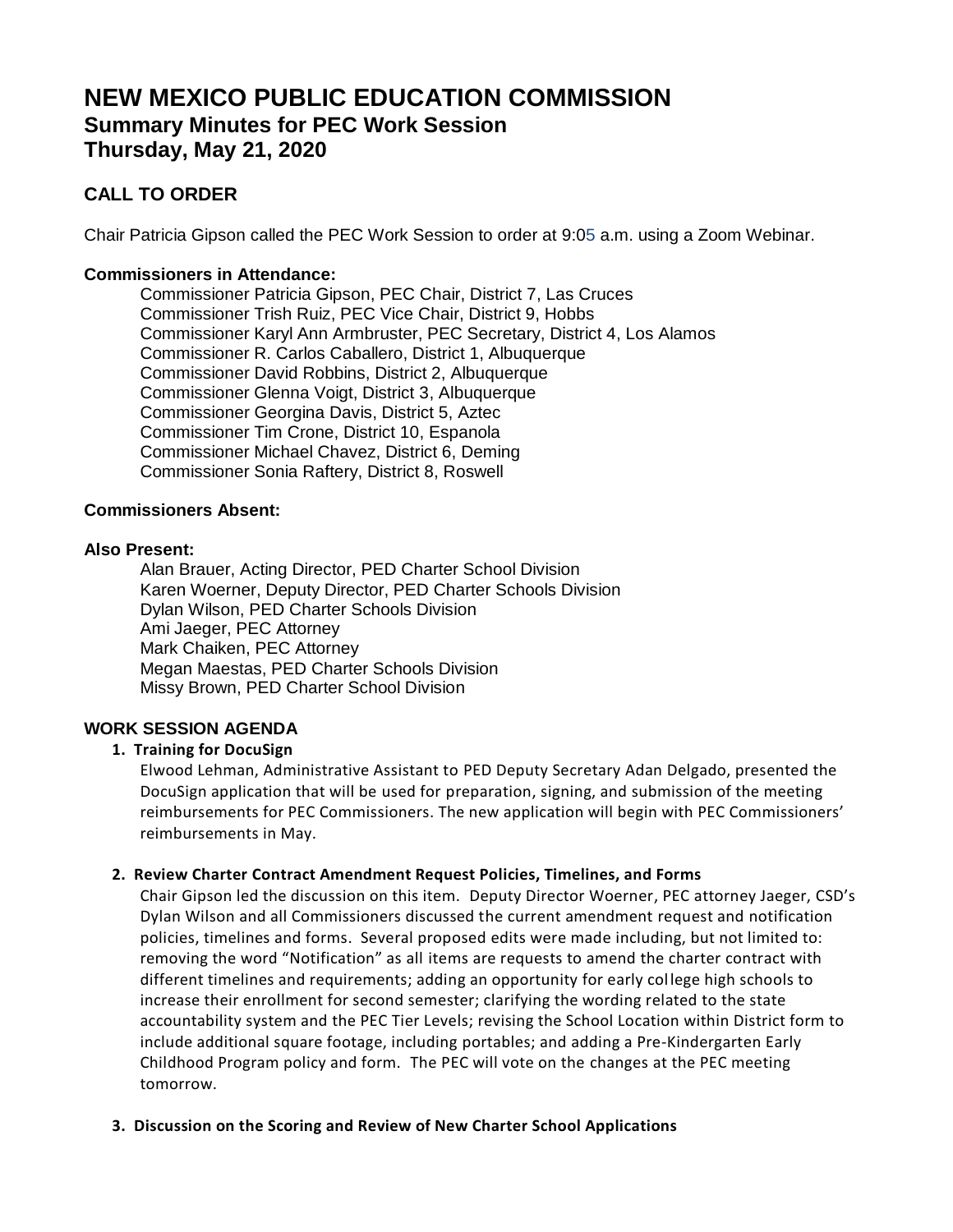# NEW MEXICO PUBLIC EDUCATION COMMISSION
## Summary Minutes for PEC Work Session
## Thursday, May 21, 2020

## CALL TO ORDER

Chair Patricia Gipson called the PEC Work Session to order at 9:05 a.m. using a Zoom Webinar.

**Commissioners in Attendance:**

Commissioner Patricia Gipson, PEC Chair, District 7, Las Cruces
Commissioner Trish Ruiz, PEC Vice Chair, District 9, Hobbs
Commissioner Karyl Ann Armbruster, PEC Secretary, District 4, Los Alamos
Commissioner R. Carlos Caballero, District 1, Albuquerque
Commissioner David Robbins, District 2, Albuquerque
Commissioner Glenna Voigt, District 3, Albuquerque
Commissioner Georgina Davis, District 5, Aztec
Commissioner Tim Crone, District 10, Espanola
Commissioner Michael Chavez, District 6, Deming
Commissioner Sonia Raftery, District 8, Roswell

**Commissioners Absent:**

**Also Present:**

Alan Brauer, Acting Director, PED Charter School Division
Karen Woerner, Deputy Director, PED Charter Schools Division
Dylan Wilson, PED Charter Schools Division
Ami Jaeger, PEC Attorney
Mark Chaiken, PEC Attorney
Megan Maestas, PED Charter Schools Division
Missy Brown, PED Charter School Division

**WORK SESSION AGENDA**

1. **Training for DocuSign**
   Elwood Lehman, Administrative Assistant to PED Deputy Secretary Adan Delgado, presented the DocuSign application that will be used for preparation, signing, and submission of the meeting reimbursements for PEC Commissioners. The new application will begin with PEC Commissioners' reimbursements in May.

2. **Review Charter Contract Amendment Request Policies, Timelines, and Forms**
   Chair Gipson led the discussion on this item. Deputy Director Woerner, PEC attorney Jaeger, CSD's Dylan Wilson and all Commissioners discussed the current amendment request and notification policies, timelines and forms. Several proposed edits were made including, but not limited to: removing the word "Notification" as all items are requests to amend the charter contract with different timelines and requirements; adding an opportunity for early college high schools to increase their enrollment for second semester; clarifying the wording related to the state accountability system and the PEC Tier Levels; revising the School Location within District form to include additional square footage, including portables; and adding a Pre-Kindergarten Early Childhood Program policy and form. The PEC will vote on the changes at the PEC meeting tomorrow.

3. **Discussion on the Scoring and Review of New Charter School Applications**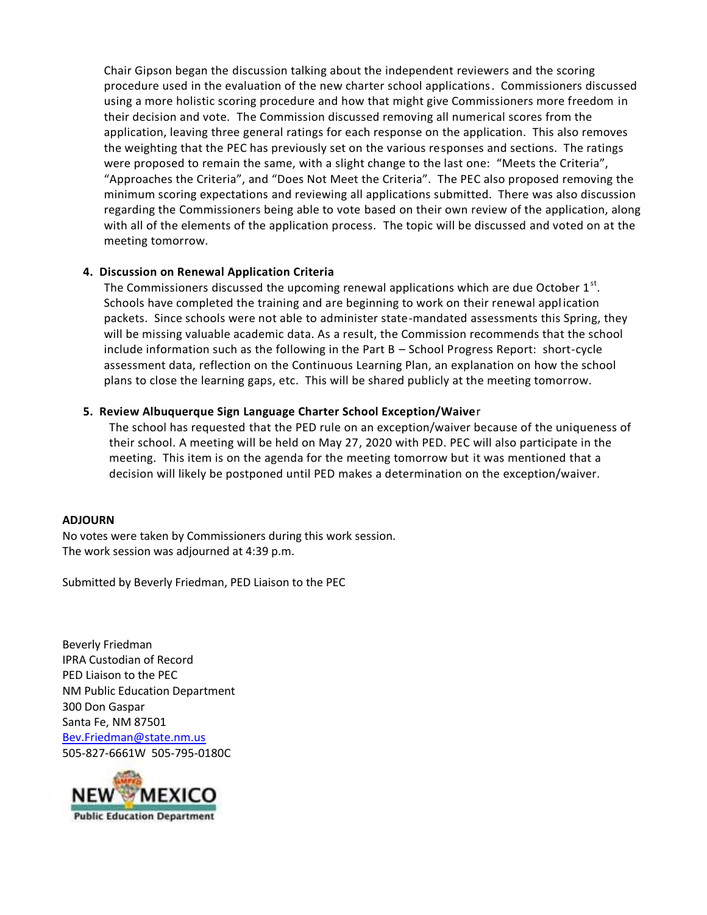Chair Gipson began the discussion talking about the independent reviewers and the scoring procedure used in the evaluation of the new charter school applications. Commissioners discussed using a more holistic scoring procedure and how that might give Commissioners more freedom in their decision and vote. The Commission discussed removing all numerical scores from the application, leaving three general ratings for each response on the application. This also removes the weighting that the PEC has previously set on the various responses and sections. The ratings were proposed to remain the same, with a slight change to the last one: "Meets the Criteria", "Approaches the Criteria", and "Does Not Meet the Criteria". The PEC also proposed removing the minimum scoring expectations and reviewing all applications submitted. There was also discussion regarding the Commissioners being able to vote based on their own review of the application, along with all of the elements of the application process. The topic will be discussed and voted on at the meeting tomorrow.

**4. Discussion on Renewal Application Criteria**

The Commissioners discussed the upcoming renewal applications which are due October 1st. Schools have completed the training and are beginning to work on their renewal application packets. Since schools were not able to administer state-mandated assessments this Spring, they will be missing valuable academic data. As a result, the Commission recommends that the school include information such as the following in the Part B – School Progress Report: short-cycle assessment data, reflection on the Continuous Learning Plan, an explanation on how the school plans to close the learning gaps, etc. This will be shared publicly at the meeting tomorrow.

**5. Review Albuquerque Sign Language Charter School Exception/Waiver**

The school has requested that the PED rule on an exception/waiver because of the uniqueness of their school. A meeting will be held on May 27, 2020 with PED. PEC will also participate in the meeting. This item is on the agenda for the meeting tomorrow but it was mentioned that a decision will likely be postponed until PED makes a determination on the exception/waiver.

**ADJOURN**

No votes were taken by Commissioners during this work session.
The work session was adjourned at 4:39 p.m.

Submitted by Beverly Friedman, PED Liaison to the PEC

Beverly Friedman
IPRA Custodian of Record
PED Liaison to the PEC
NM Public Education Department
300 Don Gaspar
Santa Fe, NM 87501
Bev.Friedman@state.nm.us
505-827-6661W 505-795-0180C

NEW MEXICO
Public Education Department